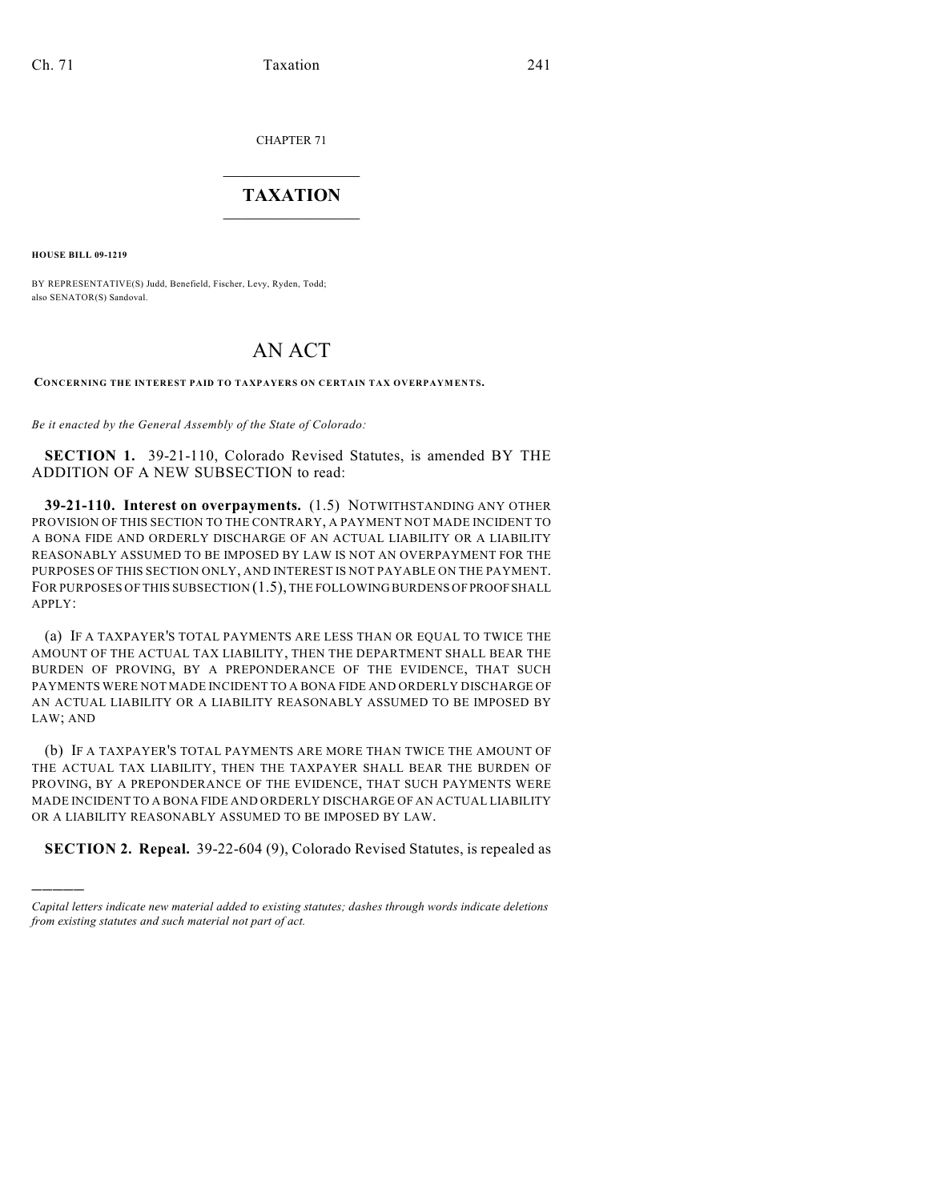CHAPTER 71

# TAXATION

**HOUSE BILL 09-1219**

BY REPRESENTATIVE(S) Judd, Benefield, Fischer, Levy, Ryden, Todd; also SENATOR(S) Sandoval.

# AN ACT

**CONCERNING THE INTEREST PAID TO TAXPAYERS ON CERTAIN TAX OVERPAYMENTS.**

*Be it enacted by the General Assembly of the State of Colorado:*

**SECTION 1.** 39-21-110, Colorado Revised Statutes, is amended BY THE ADDITION OF A NEW SUBSECTION to read:

**39-21-110. Interest on overpayments.** (1.5) NOTWITHSTANDING ANY OTHER PROVISION OF THIS SECTION TO THE CONTRARY, A PAYMENT NOT MADE INCIDENT TO A BONA FIDE AND ORDERLY DISCHARGE OF AN ACTUAL LIABILITY OR A LIABILITY REASONABLY ASSUMED TO BE IMPOSED BY LAW IS NOT AN OVERPAYMENT FOR THE PURPOSES OF THIS SECTION ONLY, AND INTEREST IS NOT PAYABLE ON THE PAYMENT. FOR PURPOSES OF THIS SUBSECTION (1.5), THE FOLLOWING BURDENS OF PROOF SHALL APPLY:

(a) IF A TAXPAYER'S TOTAL PAYMENTS ARE LESS THAN OR EQUAL TO TWICE THE AMOUNT OF THE ACTUAL TAX LIABILITY, THEN THE DEPARTMENT SHALL BEAR THE BURDEN OF PROVING, BY A PREPONDERANCE OF THE EVIDENCE, THAT SUCH PAYMENTS WERE NOT MADE INCIDENT TO A BONA FIDE AND ORDERLY DISCHARGE OF AN ACTUAL LIABILITY OR A LIABILITY REASONABLY ASSUMED TO BE IMPOSED BY LAW; AND

(b) IF A TAXPAYER'S TOTAL PAYMENTS ARE MORE THAN TWICE THE AMOUNT OF THE ACTUAL TAX LIABILITY, THEN THE TAXPAYER SHALL BEAR THE BURDEN OF PROVING, BY A PREPONDERANCE OF THE EVIDENCE, THAT SUCH PAYMENTS WERE MADE INCIDENT TO A BONA FIDE AND ORDERLY DISCHARGE OF AN ACTUAL LIABILITY OR A LIABILITY REASONABLY ASSUMED TO BE IMPOSED BY LAW.

**SECTION 2. Repeal.** 39-22-604 (9), Colorado Revised Statutes, is repealed as

---

*Capital letters indicate new material added to existing statutes; dashes through words indicate deletions from existing statutes and such material not part of act.*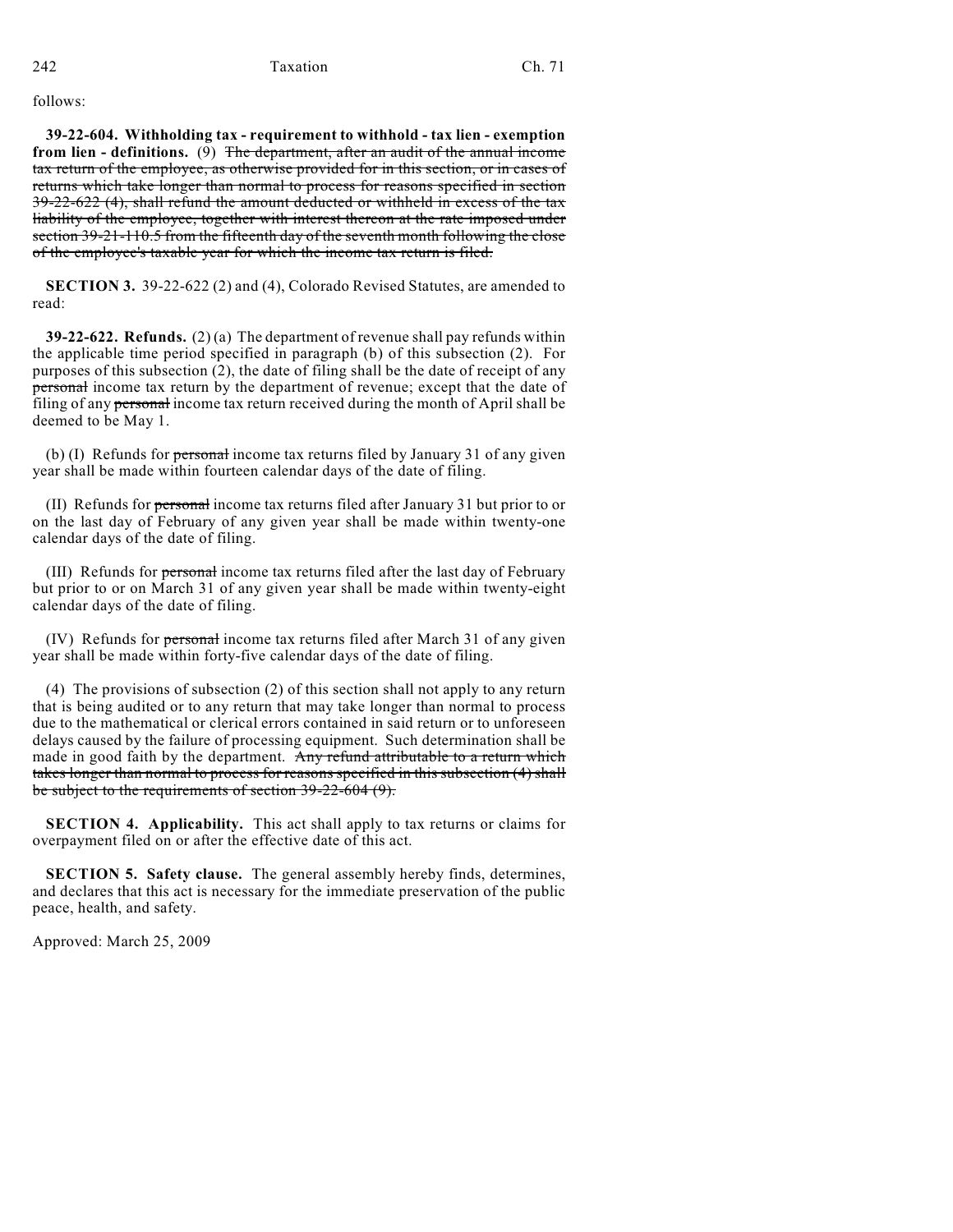follows:

**39-22-604. Withholding tax - requirement to withhold - tax lien - exemption from lien - definitions.** (9) ~~The department, after an audit of the annual income tax return of the employee, as otherwise provided for in this section, or in cases of returns which take longer than normal to process for reasons specified in section 39-22-622 (4), shall refund the amount deducted or withheld in excess of the tax liability of the employee, together with interest thereon at the rate imposed under section 39-21-110.5 from the fifteenth day of the seventh month following the close of the employee's taxable year for which the income tax return is filed.~~

**SECTION 3.** 39-22-622 (2) and (4), Colorado Revised Statutes, are amended to read:

**39-22-622. Refunds.** (2) (a) The department of revenue shall pay refunds within the applicable time period specified in paragraph (b) of this subsection (2). For purposes of this subsection (2), the date of filing shall be the date of receipt of any ~~personal~~ income tax return by the department of revenue; except that the date of filing of any ~~personal~~ income tax return received during the month of April shall be deemed to be May 1.

(b) (I) Refunds for ~~personal~~ income tax returns filed by January 31 of any given year shall be made within fourteen calendar days of the date of filing.

(II) Refunds for ~~personal~~ income tax returns filed after January 31 but prior to or on the last day of February of any given year shall be made within twenty-one calendar days of the date of filing.

(III) Refunds for ~~personal~~ income tax returns filed after the last day of February but prior to or on March 31 of any given year shall be made within twenty-eight calendar days of the date of filing.

(IV) Refunds for ~~personal~~ income tax returns filed after March 31 of any given year shall be made within forty-five calendar days of the date of filing.

(4) The provisions of subsection (2) of this section shall not apply to any return that is being audited or to any return that may take longer than normal to process due to the mathematical or clerical errors contained in said return or to unforeseen delays caused by the failure of processing equipment. Such determination shall be made in good faith by the department. ~~Any refund attributable to a return which takes longer than normal to process for reasons specified in this subsection (4) shall be subject to the requirements of section 39-22-604 (9).~~

**SECTION 4. Applicability.** This act shall apply to tax returns or claims for overpayment filed on or after the effective date of this act.

**SECTION 5. Safety clause.** The general assembly hereby finds, determines, and declares that this act is necessary for the immediate preservation of the public peace, health, and safety.

Approved: March 25, 2009